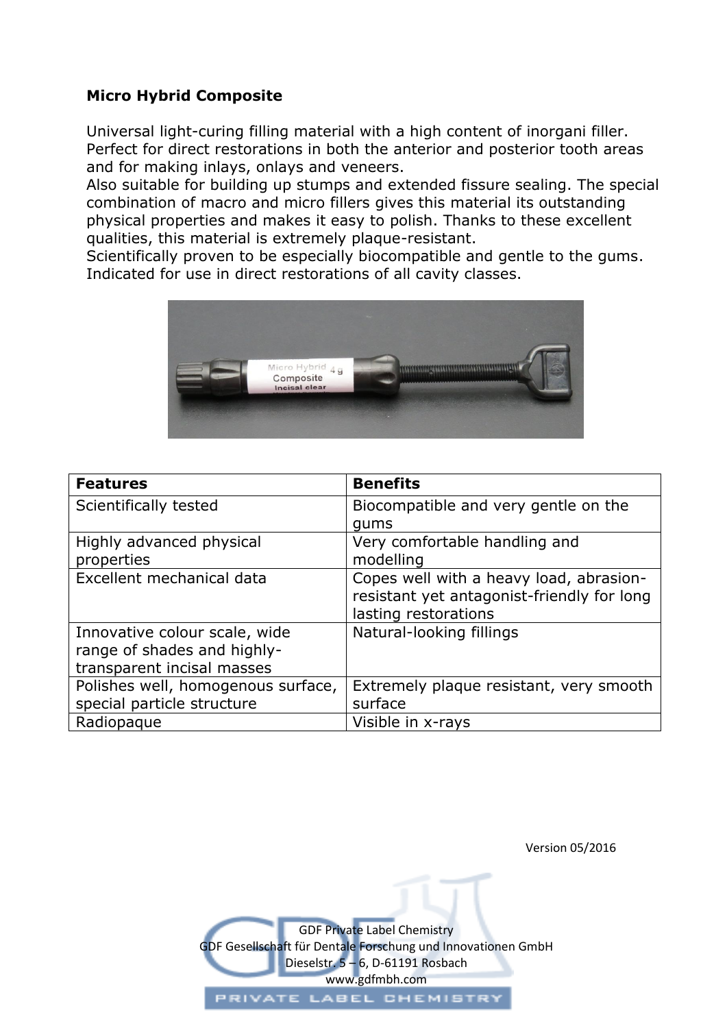**Micro Hybrid Composite**

Universal light-curing filling material with a high content of inorgani filler. Perfect for direct restorations in both the anterior and posterior tooth areas and for making inlays, onlays and veneers.
Also suitable for building up stumps and extended fissure sealing. The special combination of macro and micro fillers gives this material its outstanding physical properties and makes it easy to polish. Thanks to these excellent qualities, this material is extremely plaque-resistant.
Scientifically proven to be especially biocompatible and gentle to the gums.
Indicated for use in direct restorations of all cavity classes.

| Features | Benefits |
|---|---|
| Scientifically tested | Biocompatible and very gentle on the gums |
| Highly advanced physical properties | Very comfortable handling and modelling |
| Excellent mechanical data | Copes well with a heavy load, abrasion-resistant yet antagonist-friendly for long lasting restorations |
| Innovative colour scale, wide range of shades and highly-transparent incisal masses | Natural-looking fillings |
| Polishes well, homogenous surface, special particle structure | Extremely plaque resistant, very smooth surface |
| Radiopaque | Visible in x-rays |

Version 05/2016

GDF Private Label Chemistry
GDF Gesellschaft für Dentale Forschung und Innovationen GmbH
Dieselstr. 5 – 6, D-61191 Rosbach
www.gdfmbh.com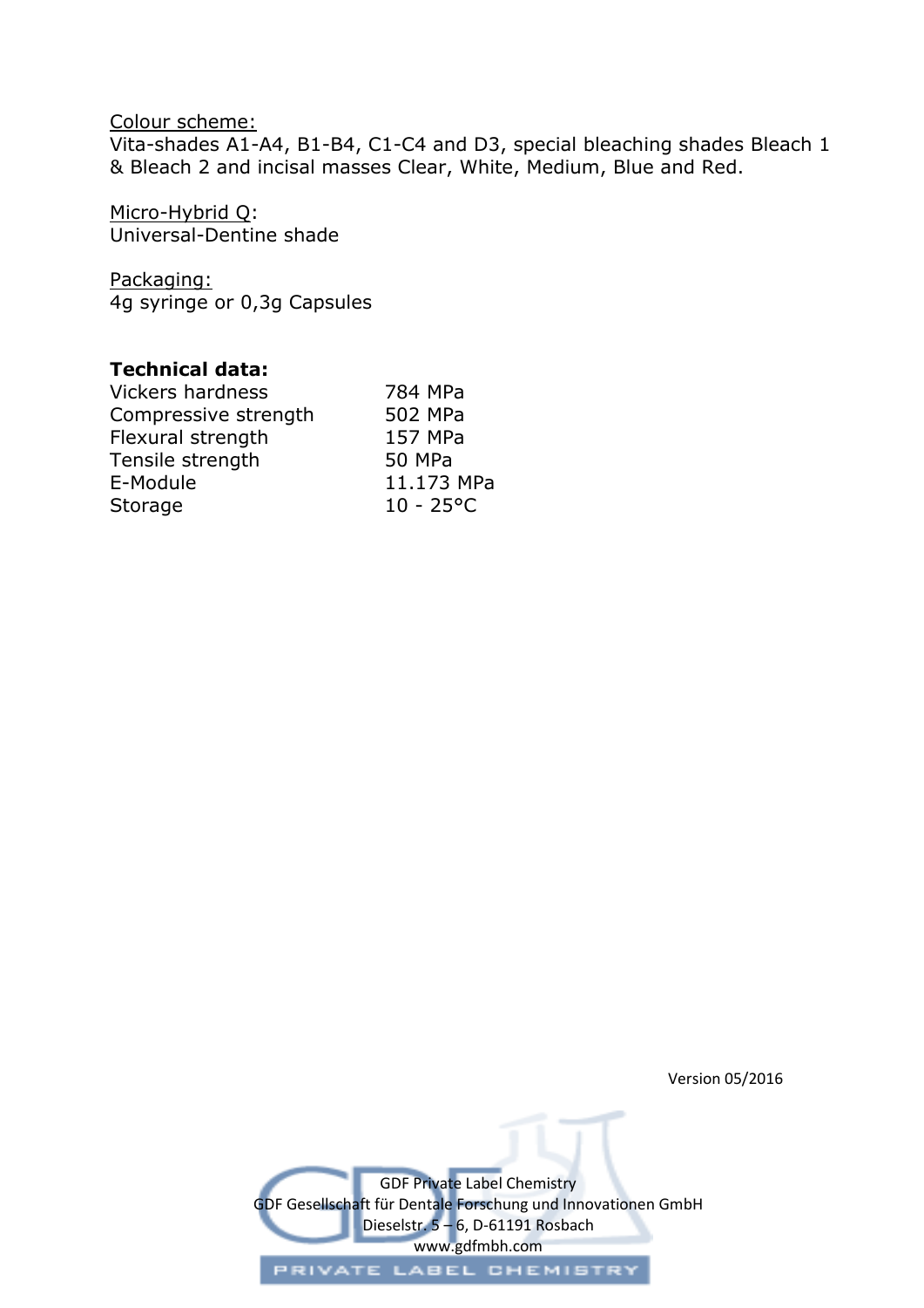Colour scheme:
Vita-shades A1-A4, B1-B4, C1-C4 and D3, special bleaching shades Bleach 1 & Bleach 2 and incisal masses Clear, White, Medium, Blue and Red.

Micro-Hybrid Q:
Universal-Dentine shade

Packaging:
4g syringe or 0,3g Capsules

**Technical data:**

| | |
|---|---|
| Vickers hardness | 784 MPa |
| Compressive strength | 502 MPa |
| Flexural strength | 157 MPa |
| Tensile strength | 50 MPa |
| E-Module | 11.173 MPa |
| Storage | 10 - 25°C |

Version 05/2016

GDF Private Label Chemistry
GDF Gesellschaft für Dentale Forschung und Innovationen GmbH
Dieselstr. 5 – 6, D-61191 Rosbach
www.gdfmbh.com